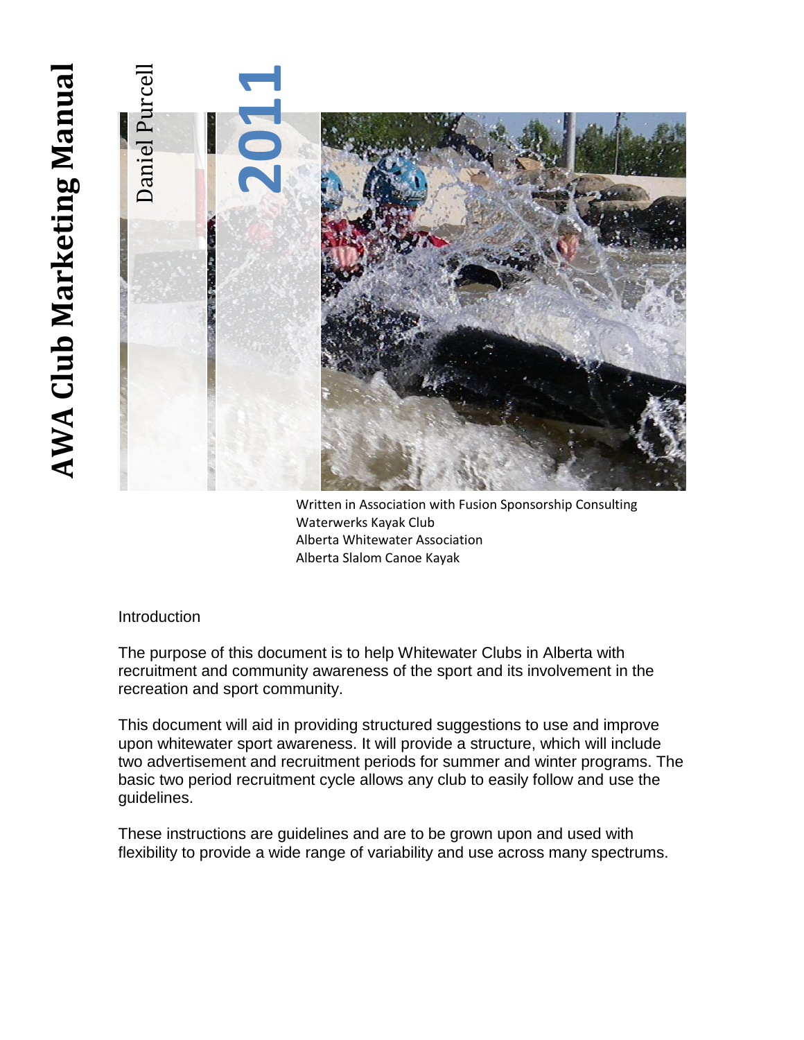# AWA Club Marketing Manual

Daniel Purcell

2011

Written in Association with Fusion Sponsorship Consulting
Waterwerks Kayak Club
Alberta Whitewater Association
Alberta Slalom Canoe Kayak

## Introduction

The purpose of this document is to help Whitewater Clubs in Alberta with recruitment and community awareness of the sport and its involvement in the recreation and sport community.

This document will aid in providing structured suggestions to use and improve upon whitewater sport awareness. It will provide a structure, which will include two advertisement and recruitment periods for summer and winter programs. The basic two period recruitment cycle allows any club to easily follow and use the guidelines.

These instructions are guidelines and are to be grown upon and used with flexibility to provide a wide range of variability and use across many spectrums.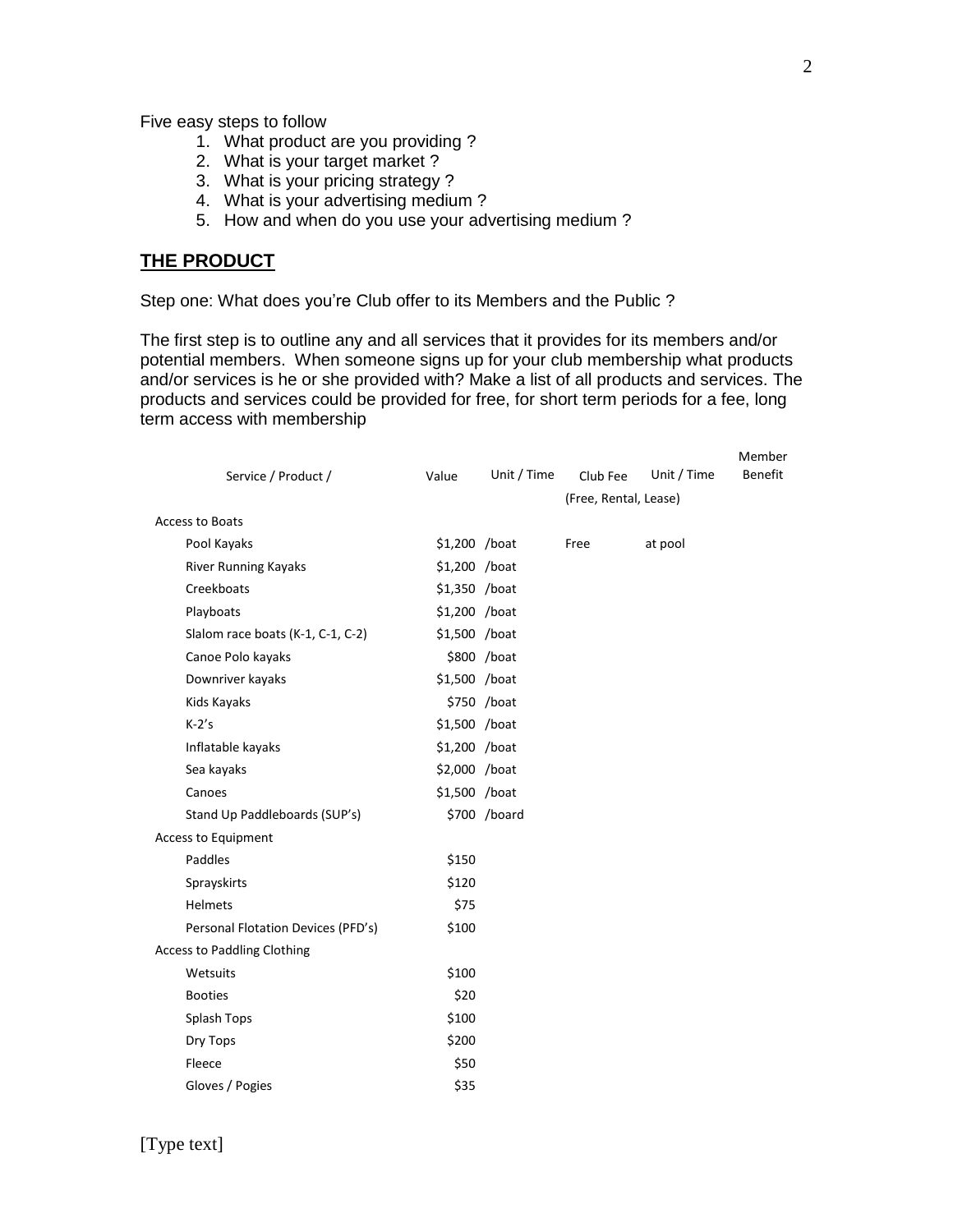Five easy steps to follow

1. What product are you providing ?
2. What is your target market ?
3. What is your pricing strategy ?
4. What is your advertising medium ?
5. How and when do you use your advertising medium ?

## THE PRODUCT

Step one: What does you're Club offer to its Members and the Public ?

The first step is to outline any and all services that it provides for its members and/or potential members. When someone signs up for your club membership what products and/or services is he or she provided with? Make a list of all products and services. The products and services could be provided for free, for short term periods for a fee, long term access with membership

| Service / Product / | Value | Unit / Time | Club Fee (Free, Rental, Lease) | Unit / Time | Member Benefit |
|---|---|---|---|---|---|
| Access to Boats | | | | | |
| Pool Kayaks | $1,200 | /boat | Free | at pool | |
| River Running Kayaks | $1,200 | /boat | | | |
| Creekboats | $1,350 | /boat | | | |
| Playboats | $1,200 | /boat | | | |
| Slalom race boats (K-1, C-1, C-2) | $1,500 | /boat | | | |
| Canoe Polo kayaks | $800 | /boat | | | |
| Downriver kayaks | $1,500 | /boat | | | |
| Kids Kayaks | $750 | /boat | | | |
| K-2's | $1,500 | /boat | | | |
| Inflatable kayaks | $1,200 | /boat | | | |
| Sea kayaks | $2,000 | /boat | | | |
| Canoes | $1,500 | /boat | | | |
| Stand Up Paddleboards (SUP's) | $700 | /board | | | |
| Access to Equipment | | | | | |
| Paddles | $150 | | | | |
| Sprayskirts | $120 | | | | |
| Helmets | $75 | | | | |
| Personal Flotation Devices (PFD's) | $100 | | | | |
| Access to Paddling Clothing | | | | | |
| Wetsuits | $100 | | | | |
| Booties | $20 | | | | |
| Splash Tops | $100 | | | | |
| Dry Tops | $200 | | | | |
| Fleece | $50 | | | | |
| Gloves / Pogies | $35 | | | | |

[Type text]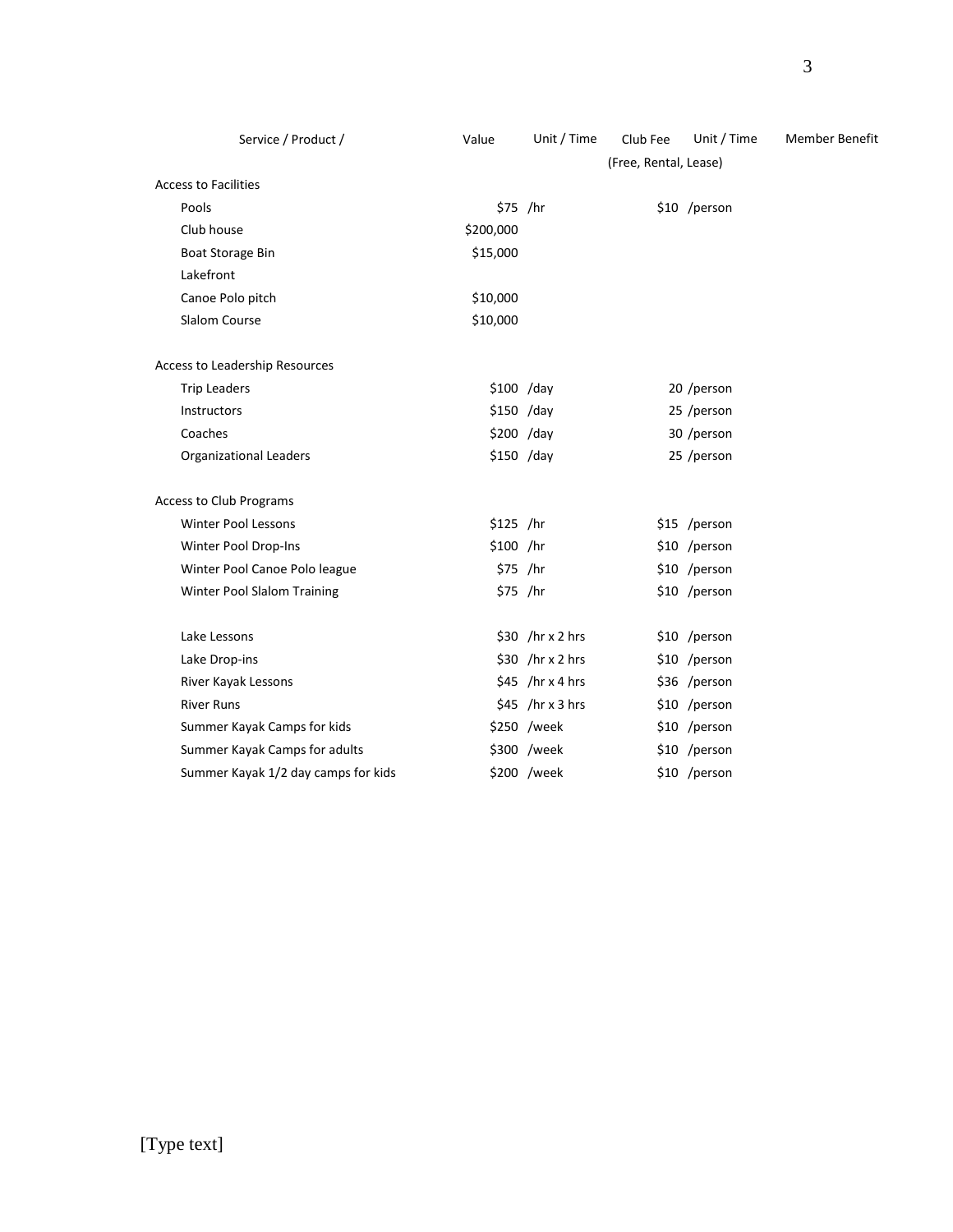| Service / Product / | Value | Unit / Time | Club Fee | Unit / Time | Member Benefit |
|---|---|---|---|---|---|
| | | | (Free, Rental, Lease) | | |
| Access to Facilities | | | | | |
| Pools | $75 | /hr | $10 | /person | |
| Club house | $200,000 | | | | |
| Boat Storage Bin | $15,000 | | | | |
| Lakefront | | | | | |
| Canoe Polo pitch | $10,000 | | | | |
| Slalom Course | $10,000 | | | | |
| | | | | | |
| Access to Leadership Resources | | | | | |
| Trip Leaders | $100 | /day | 20 | /person | |
| Instructors | $150 | /day | 25 | /person | |
| Coaches | $200 | /day | 30 | /person | |
| Organizational Leaders | $150 | /day | 25 | /person | |
| | | | | | |
| Access to Club Programs | | | | | |
| Winter Pool Lessons | $125 | /hr | $15 | /person | |
| Winter Pool Drop-Ins | $100 | /hr | $10 | /person | |
| Winter Pool Canoe Polo league | $75 | /hr | $10 | /person | |
| Winter Pool Slalom Training | $75 | /hr | $10 | /person | |
| | | | | | |
| Lake Lessons | $30 | /hr x 2 hrs | $10 | /person | |
| Lake Drop-ins | $30 | /hr x 2 hrs | $10 | /person | |
| River Kayak Lessons | $45 | /hr x 4 hrs | $36 | /person | |
| River Runs | $45 | /hr x 3 hrs | $10 | /person | |
| Summer Kayak Camps for kids | $250 | /week | $10 | /person | |
| Summer Kayak Camps for adults | $300 | /week | $10 | /person | |
| Summer Kayak 1/2 day camps for kids | $200 | /week | $10 | /person | |

[Type text]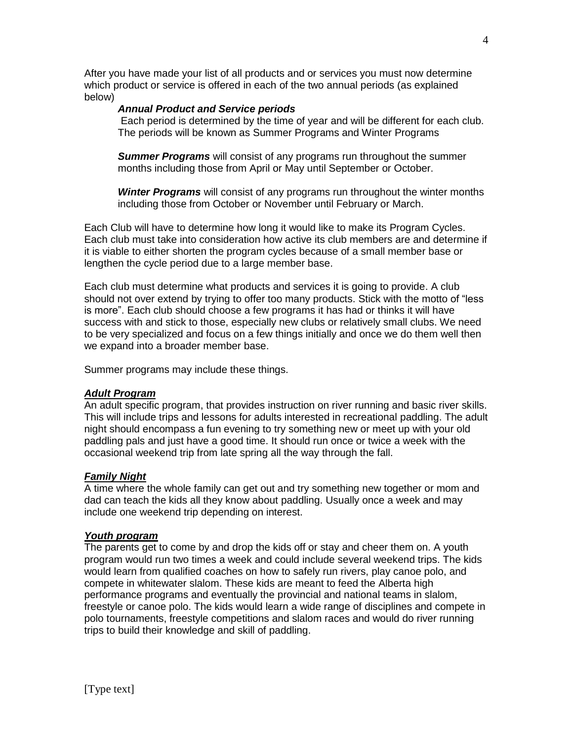After you have made your list of all products and or services you must now determine which product or service is offered in each of the two annual periods (as explained below)

> ***Annual Product and Service periods***
>
> Each period is determined by the time of year and will be different for each club. The periods will be known as Summer Programs and Winter Programs
>
> ***Summer Programs*** will consist of any programs run throughout the summer months including those from April or May until September or October.
>
> ***Winter Programs*** will consist of any programs run throughout the winter months including those from October or November until February or March.

Each Club will have to determine how long it would like to make its Program Cycles. Each club must take into consideration how active its club members are and determine if it is viable to either shorten the program cycles because of a small member base or lengthen the cycle period due to a large member base.

Each club must determine what products and services it is going to provide. A club should not over extend by trying to offer too many products. Stick with the motto of "less is more". Each club should choose a few programs it has had or thinks it will have success with and stick to those, especially new clubs or relatively small clubs. We need to be very specialized and focus on a few things initially and once we do them well then we expand into a broader member base.

Summer programs may include these things.

***Adult Program***

An adult specific program, that provides instruction on river running and basic river skills. This will include trips and lessons for adults interested in recreational paddling. The adult night should encompass a fun evening to try something new or meet up with your old paddling pals and just have a good time. It should run once or twice a week with the occasional weekend trip from late spring all the way through the fall.

***Family Night***

A time where the whole family can get out and try something new together or mom and dad can teach the kids all they know about paddling. Usually once a week and may include one weekend trip depending on interest.

***Youth program***

The parents get to come by and drop the kids off or stay and cheer them on. A youth program would run two times a week and could include several weekend trips. The kids would learn from qualified coaches on how to safely run rivers, play canoe polo, and compete in whitewater slalom. These kids are meant to feed the Alberta high performance programs and eventually the provincial and national teams in slalom, freestyle or canoe polo. The kids would learn a wide range of disciplines and compete in polo tournaments, freestyle competitions and slalom races and would do river running trips to build their knowledge and skill of paddling.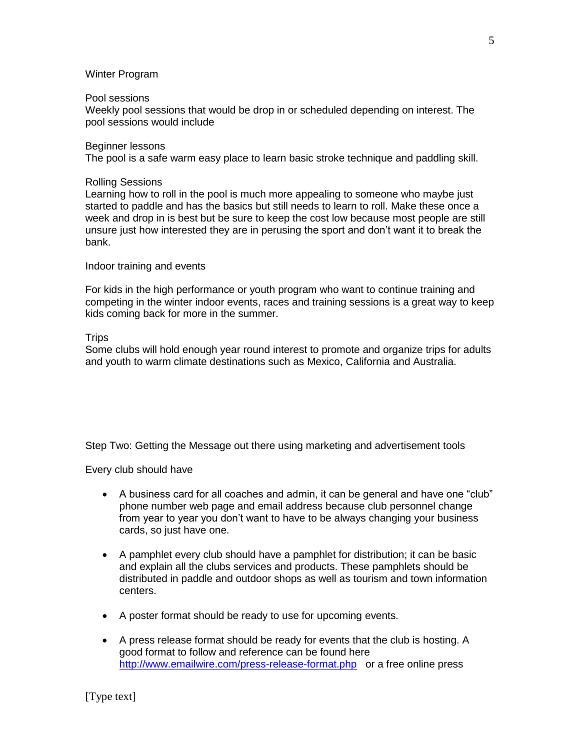Winter Program

Pool sessions

Weekly pool sessions that would be drop in or scheduled depending on interest. The pool sessions would include

Beginner lessons

The pool is a safe warm easy place to learn basic stroke technique and paddling skill.

Rolling Sessions

Learning how to roll in the pool is much more appealing to someone who maybe just started to paddle and has the basics but still needs to learn to roll. Make these once a week and drop in is best but be sure to keep the cost low because most people are still unsure just how interested they are in perusing the sport and don't want it to break the bank.

Indoor training and events

For kids in the high performance or youth program who want to continue training and competing in the winter indoor events, races and training sessions is a great way to keep kids coming back for more in the summer.

Trips

Some clubs will hold enough year round interest to promote and organize trips for adults and youth to warm climate destinations such as Mexico, California and Australia.

Step Two: Getting the Message out there using marketing and advertisement tools

Every club should have

- A business card for all coaches and admin, it can be general and have one "club" phone number web page and email address because club personnel change from year to year you don't want to have to be always changing your business cards, so just have one.

- A pamphlet every club should have a pamphlet for distribution; it can be basic and explain all the clubs services and products. These pamphlets should be distributed in paddle and outdoor shops as well as tourism and town information centers.

- A poster format should be ready to use for upcoming events.

- A press release format should be ready for events that the club is hosting. A good format to follow and reference can be found here http://www.emailwire.com/press-release-format.php or a free online press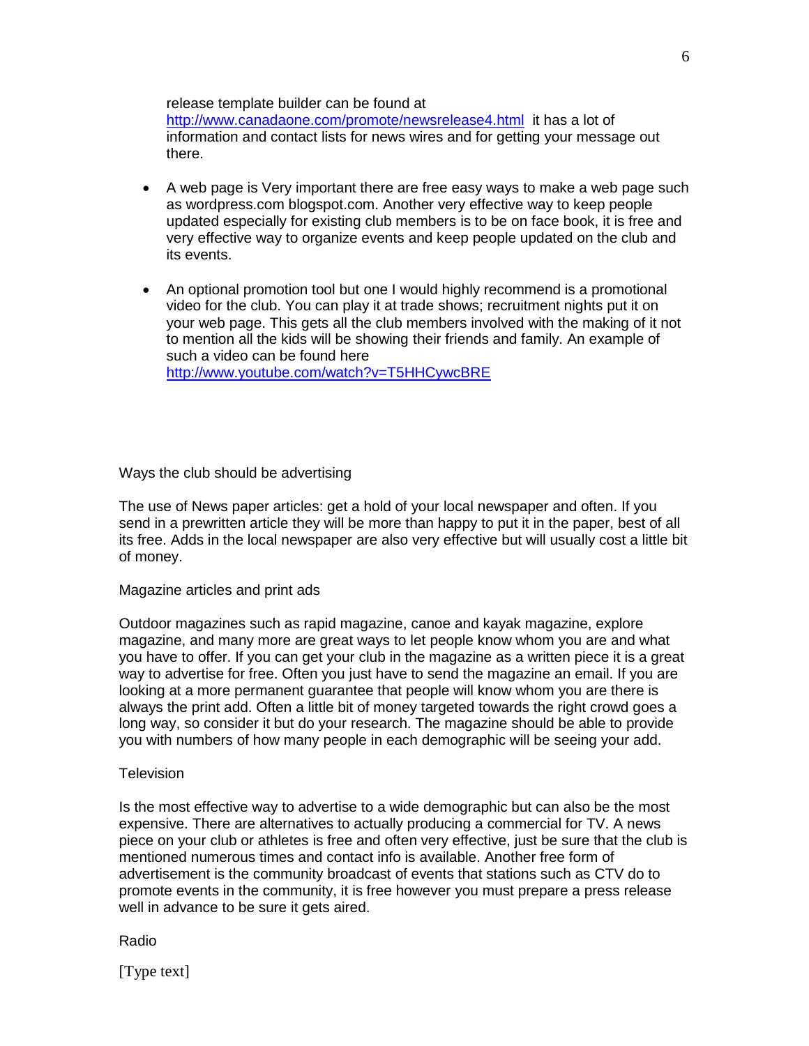release template builder can be found at http://www.canadaone.com/promote/newsrelease4.html it has a lot of information and contact lists for news wires and for getting your message out there.

- A web page is Very important there are free easy ways to make a web page such as wordpress.com blogspot.com. Another very effective way to keep people updated especially for existing club members is to be on face book, it is free and very effective way to organize events and keep people updated on the club and its events.

- An optional promotion tool but one I would highly recommend is a promotional video for the club. You can play it at trade shows; recruitment nights put it on your web page. This gets all the club members involved with the making of it not to mention all the kids will be showing their friends and family. An example of such a video can be found here http://www.youtube.com/watch?v=T5HHCywcBRE

Ways the club should be advertising

The use of News paper articles: get a hold of your local newspaper and often. If you send in a prewritten article they will be more than happy to put it in the paper, best of all its free. Adds in the local newspaper are also very effective but will usually cost a little bit of money.

Magazine articles and print ads

Outdoor magazines such as rapid magazine, canoe and kayak magazine, explore magazine, and many more are great ways to let people know whom you are and what you have to offer. If you can get your club in the magazine as a written piece it is a great way to advertise for free. Often you just have to send the magazine an email. If you are looking at a more permanent guarantee that people will know whom you are there is always the print add. Often a little bit of money targeted towards the right crowd goes a long way, so consider it but do your research. The magazine should be able to provide you with numbers of how many people in each demographic will be seeing your add.

Television

Is the most effective way to advertise to a wide demographic but can also be the most expensive. There are alternatives to actually producing a commercial for TV. A news piece on your club or athletes is free and often very effective, just be sure that the club is mentioned numerous times and contact info is available. Another free form of advertisement is the community broadcast of events that stations such as CTV do to promote events in the community, it is free however you must prepare a press release well in advance to be sure it gets aired.

Radio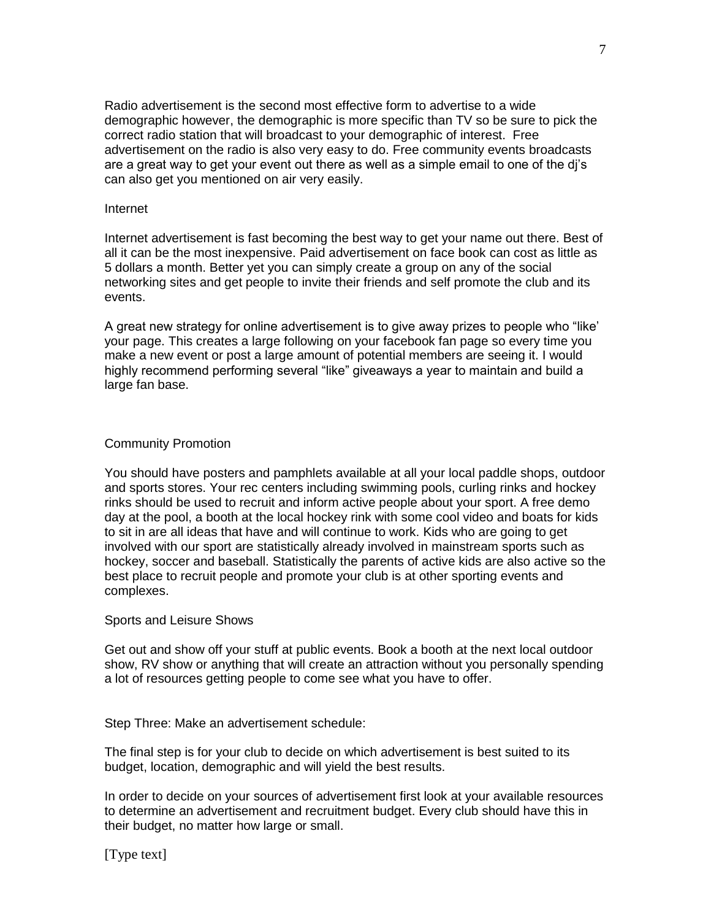Radio advertisement is the second most effective form to advertise to a wide demographic however, the demographic is more specific than TV so be sure to pick the correct radio station that will broadcast to your demographic of interest. Free advertisement on the radio is also very easy to do. Free community events broadcasts are a great way to get your event out there as well as a simple email to one of the dj's can also get you mentioned on air very easily.

Internet

Internet advertisement is fast becoming the best way to get your name out there. Best of all it can be the most inexpensive. Paid advertisement on face book can cost as little as 5 dollars a month. Better yet you can simply create a group on any of the social networking sites and get people to invite their friends and self promote the club and its events.

A great new strategy for online advertisement is to give away prizes to people who "like' your page. This creates a large following on your facebook fan page so every time you make a new event or post a large amount of potential members are seeing it. I would highly recommend performing several "like" giveaways a year to maintain and build a large fan base.

Community Promotion

You should have posters and pamphlets available at all your local paddle shops, outdoor and sports stores. Your rec centers including swimming pools, curling rinks and hockey rinks should be used to recruit and inform active people about your sport. A free demo day at the pool, a booth at the local hockey rink with some cool video and boats for kids to sit in are all ideas that have and will continue to work. Kids who are going to get involved with our sport are statistically already involved in mainstream sports such as hockey, soccer and baseball. Statistically the parents of active kids are also active so the best place to recruit people and promote your club is at other sporting events and complexes.

Sports and Leisure Shows

Get out and show off your stuff at public events. Book a booth at the next local outdoor show, RV show or anything that will create an attraction without you personally spending a lot of resources getting people to come see what you have to offer.

Step Three: Make an advertisement schedule:

The final step is for your club to decide on which advertisement is best suited to its budget, location, demographic and will yield the best results.

In order to decide on your sources of advertisement first look at your available resources to determine an advertisement and recruitment budget. Every club should have this in their budget, no matter how large or small.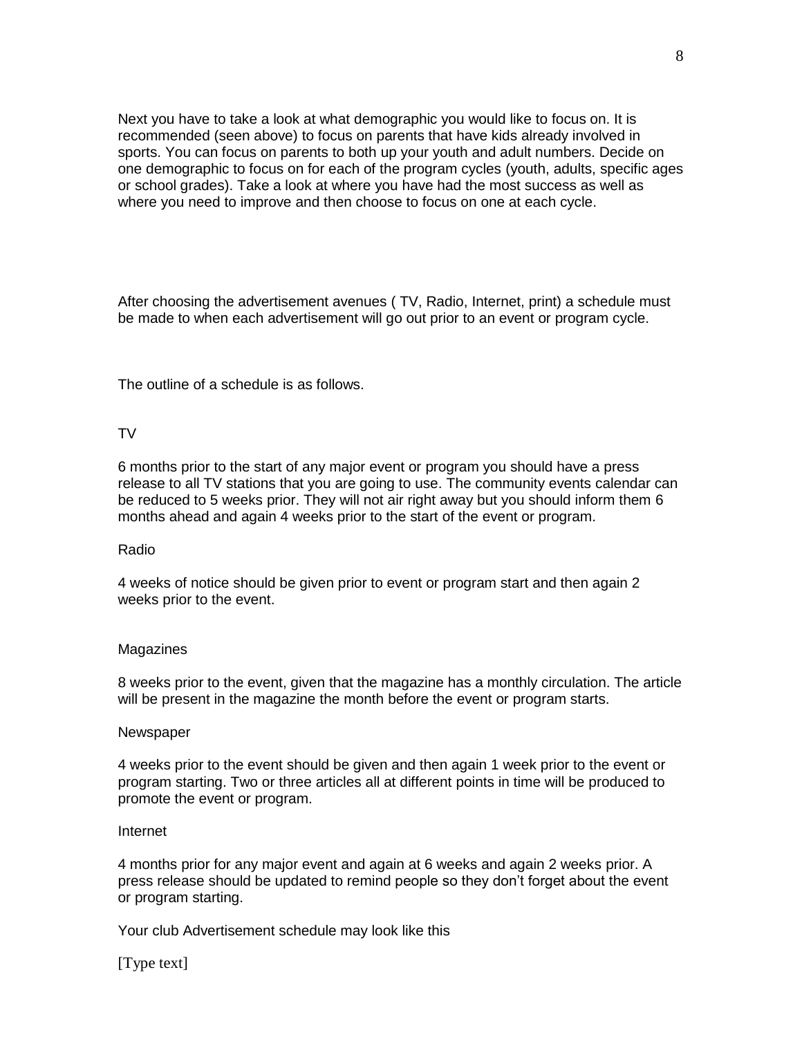Next you have to take a look at what demographic you would like to focus on. It is recommended (seen above) to focus on parents that have kids already involved in sports. You can focus on parents to both up your youth and adult numbers. Decide on one demographic to focus on for each of the program cycles (youth, adults, specific ages or school grades). Take a look at where you have had the most success as well as where you need to improve and then choose to focus on one at each cycle.

After choosing the advertisement avenues ( TV, Radio, Internet, print) a schedule must be made to when each advertisement will go out prior to an event or program cycle.

The outline of a schedule is as follows.

TV

6 months prior to the start of any major event or program you should have a press release to all TV stations that you are going to use. The community events calendar can be reduced to 5 weeks prior. They will not air right away but you should inform them 6 months ahead and again 4 weeks prior to the start of the event or program.

Radio

4 weeks of notice should be given prior to event or program start and then again 2 weeks prior to the event.

Magazines

8 weeks prior to the event, given that the magazine has a monthly circulation. The article will be present in the magazine the month before the event or program starts.

Newspaper

4 weeks prior to the event should be given and then again 1 week prior to the event or program starting. Two or three articles all at different points in time will be produced to promote the event or program.

Internet

4 months prior for any major event and again at 6 weeks and again 2 weeks prior. A press release should be updated to remind people so they don't forget about the event or program starting.

Your club Advertisement schedule may look like this

[Type text]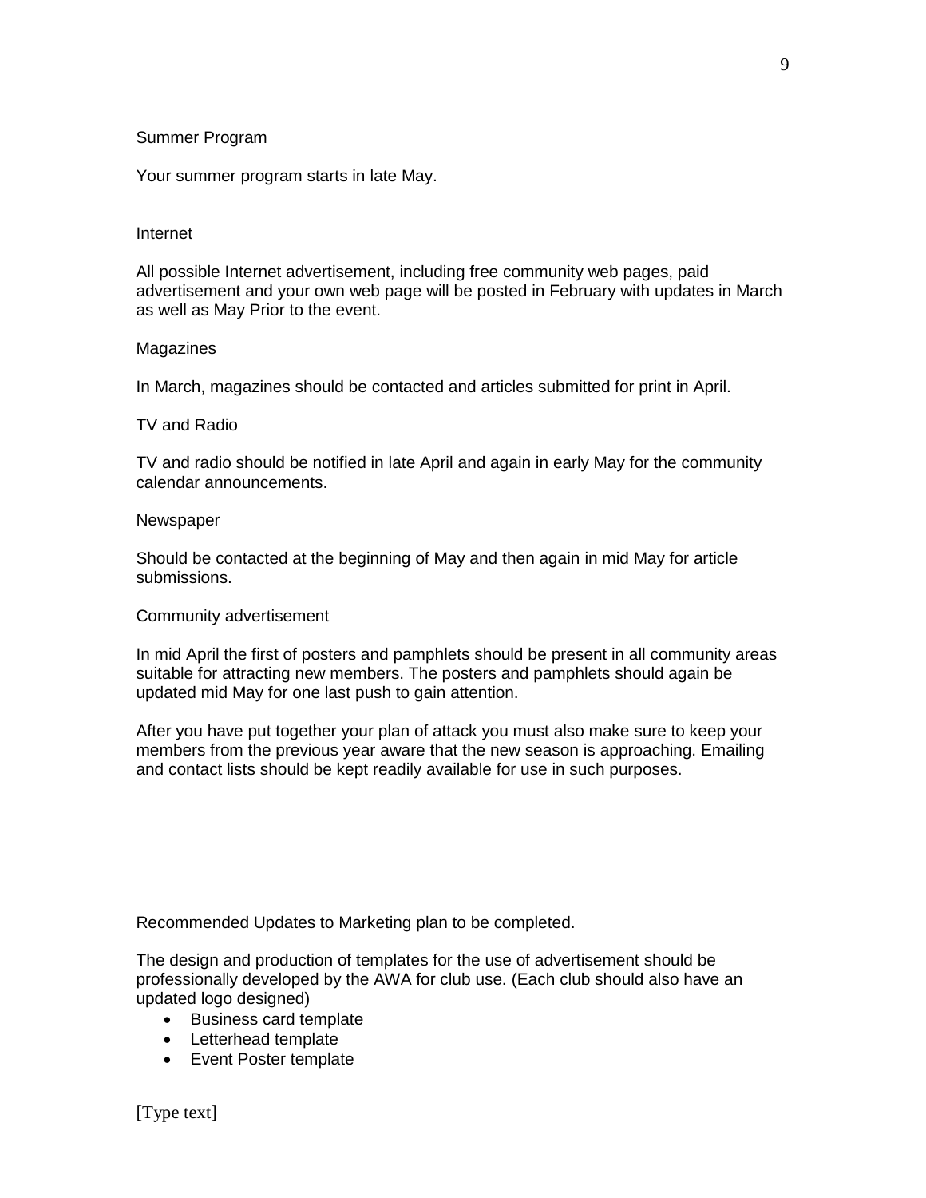Summer Program

Your summer program starts in late May.

Internet

All possible Internet advertisement, including free community web pages, paid advertisement and your own web page will be posted in February with updates in March as well as May Prior to the event.

Magazines

In March, magazines should be contacted and articles submitted for print in April.

TV and Radio

TV and radio should be notified in late April and again in early May for the community calendar announcements.

Newspaper

Should be contacted at the beginning of May and then again in mid May for article submissions.

Community advertisement

In mid April the first of posters and pamphlets should be present in all community areas suitable for attracting new members. The posters and pamphlets should again be updated mid May for one last push to gain attention.

After you have put together your plan of attack you must also make sure to keep your members from the previous year aware that the new season is approaching. Emailing and contact lists should be kept readily available for use in such purposes.

Recommended Updates to Marketing plan to be completed.

The design and production of templates for the use of advertisement should be professionally developed by the AWA for club use. (Each club should also have an updated logo designed)

- Business card template
- Letterhead template
- Event Poster template

[Type text]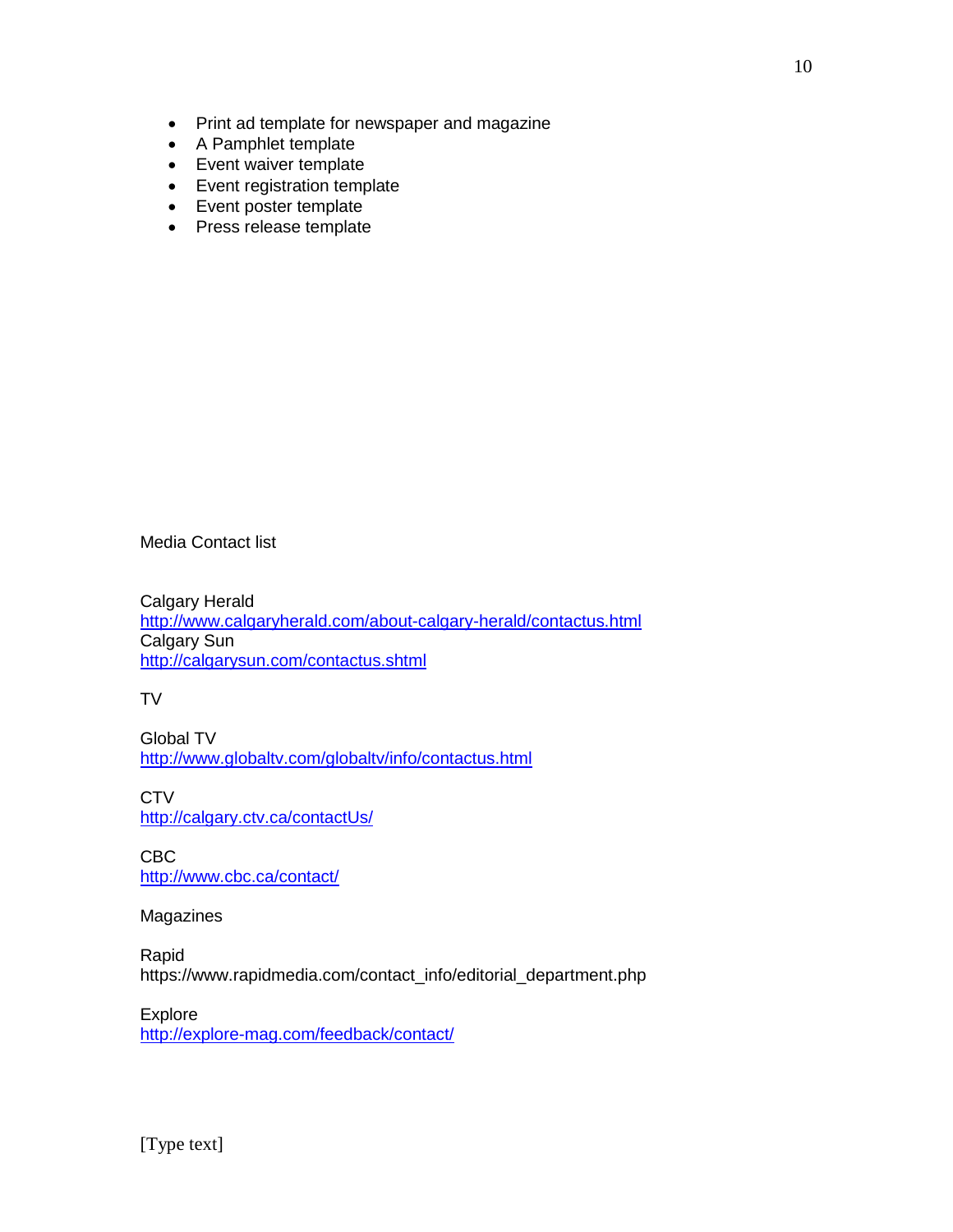- Print ad template for newspaper and magazine
- A Pamphlet template
- Event waiver template
- Event registration template
- Event poster template
- Press release template

Media Contact list

Calgary Herald
http://www.calgaryherald.com/about-calgary-herald/contactus.html
Calgary Sun
http://calgarysun.com/contactus.shtml

TV

Global TV
http://www.globaltv.com/globaltv/info/contactus.html

CTV
http://calgary.ctv.ca/contactUs/

CBC
http://www.cbc.ca/contact/

Magazines

Rapid
https://www.rapidmedia.com/contact_info/editorial_department.php

Explore
http://explore-mag.com/feedback/contact/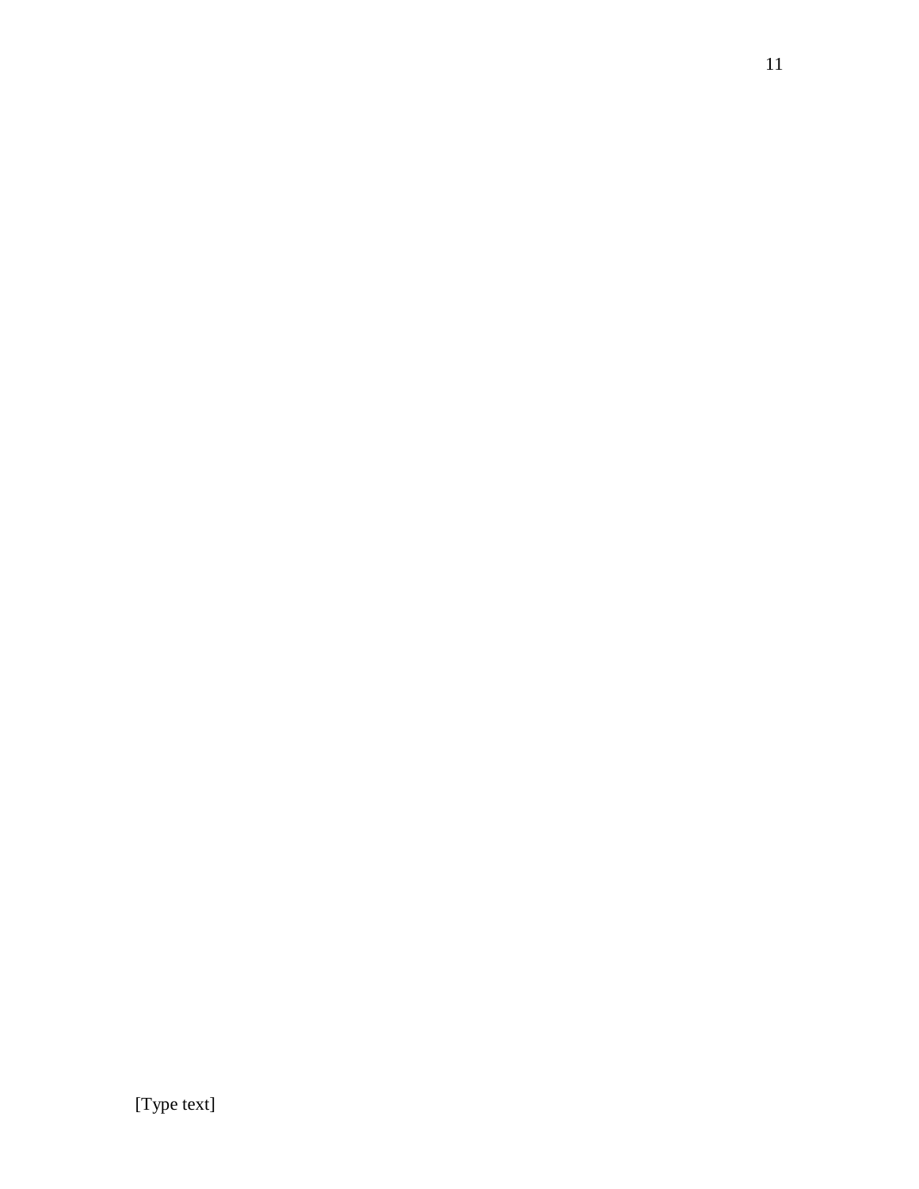[Type text]